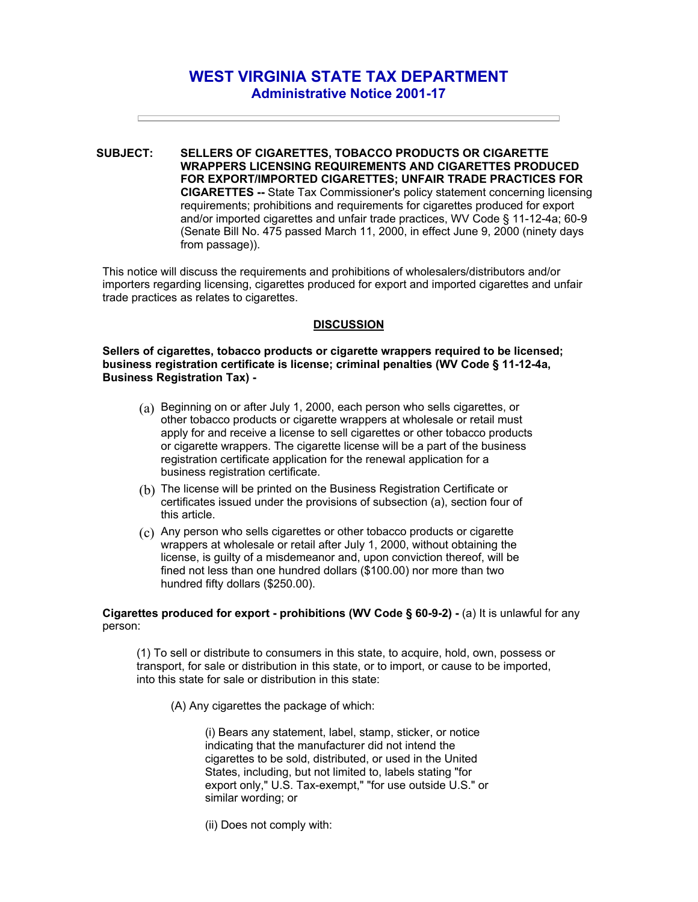# WEST VIRGINIA STATE TAX DEPARTMENT

## Administrative Notice 2001-17

---

**SUBJECT:** **SELLERS OF CIGARETTES, TOBACCO PRODUCTS OR CIGARETTE WRAPPERS LICENSING REQUIREMENTS AND CIGARETTES PRODUCED FOR EXPORT/IMPORTED CIGARETTES; UNFAIR TRADE PRACTICES FOR CIGARETTES --** State Tax Commissioner's policy statement concerning licensing requirements; prohibitions and requirements for cigarettes produced for export and/or imported cigarettes and unfair trade practices, WV Code § 11-12-4a; 60-9 (Senate Bill No. 475 passed March 11, 2000, in effect June 9, 2000 (ninety days from passage)).

This notice will discuss the requirements and prohibitions of wholesalers/distributors and/or importers regarding licensing, cigarettes produced for export and imported cigarettes and unfair trade practices as relates to cigarettes.

<u>**DISCUSSION**</u>

**Sellers of cigarettes, tobacco products or cigarette wrappers required to be licensed; business registration certificate is license; criminal penalties (WV Code § 11-12-4a, Business Registration Tax) -**

(a) Beginning on or after July 1, 2000, each person who sells cigarettes, or other tobacco products or cigarette wrappers at wholesale or retail must apply for and receive a license to sell cigarettes or other tobacco products or cigarette wrappers. The cigarette license will be a part of the business registration certificate application for the renewal application for a business registration certificate.

(b) The license will be printed on the Business Registration Certificate or certificates issued under the provisions of subsection (a), section four of this article.

(c) Any person who sells cigarettes or other tobacco products or cigarette wrappers at wholesale or retail after July 1, 2000, without obtaining the license, is guilty of a misdemeanor and, upon conviction thereof, will be fined not less than one hundred dollars ($100.00) nor more than two hundred fifty dollars ($250.00).

**Cigarettes produced for export - prohibitions (WV Code § 60-9-2) -** (a) It is unlawful for any person:

(1) To sell or distribute to consumers in this state, to acquire, hold, own, possess or transport, for sale or distribution in this state, or to import, or cause to be imported, into this state for sale or distribution in this state:

(A) Any cigarettes the package of which:

(i) Bears any statement, label, stamp, sticker, or notice indicating that the manufacturer did not intend the cigarettes to be sold, distributed, or used in the United States, including, but not limited to, labels stating "for export only," U.S. Tax-exempt," "for use outside U.S." or similar wording; or

(ii) Does not comply with: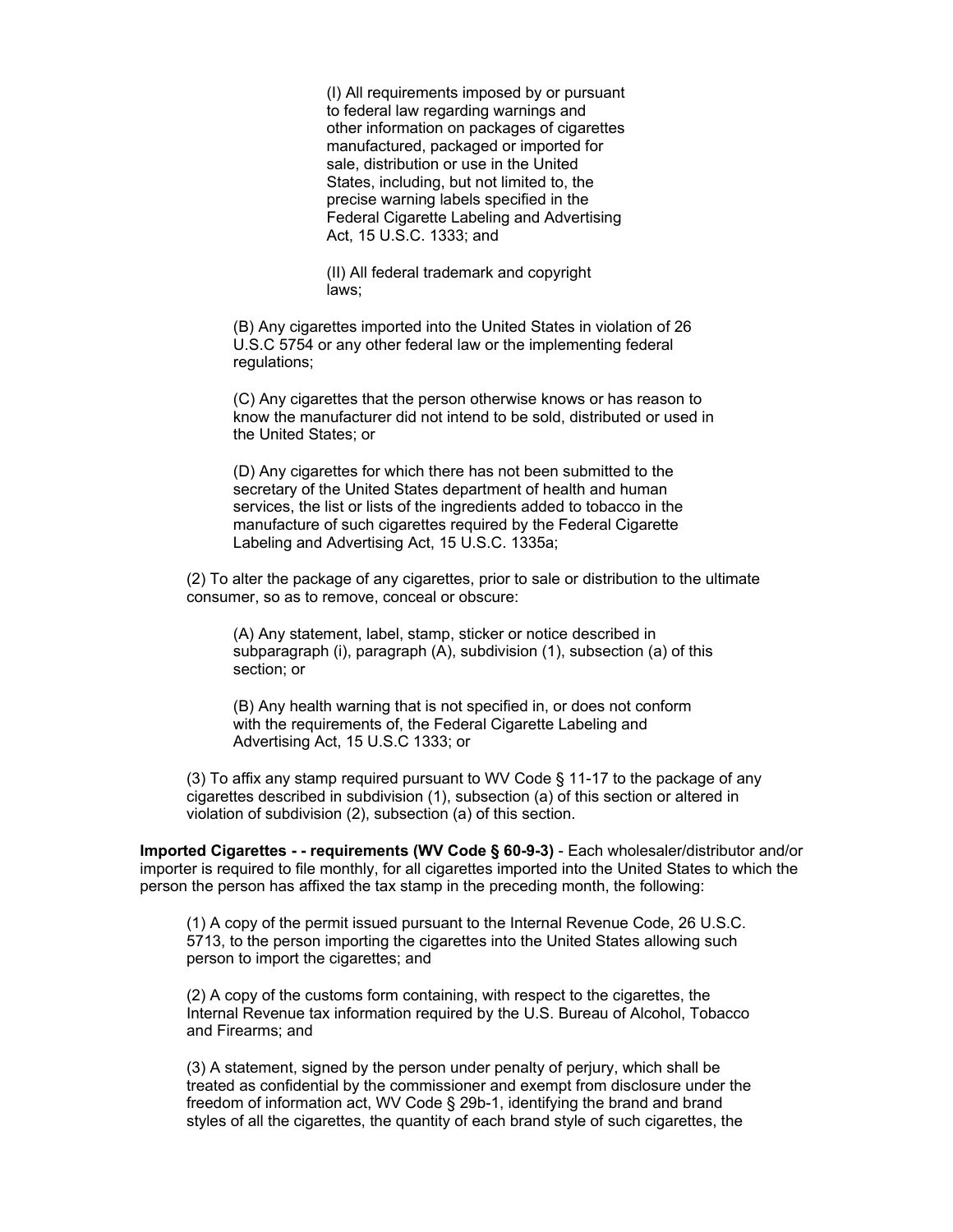(I) All requirements imposed by or pursuant to federal law regarding warnings and other information on packages of cigarettes manufactured, packaged or imported for sale, distribution or use in the United States, including, but not limited to, the precise warning labels specified in the Federal Cigarette Labeling and Advertising Act, 15 U.S.C. 1333; and

(II) All federal trademark and copyright laws;

(B) Any cigarettes imported into the United States in violation of 26 U.S.C 5754 or any other federal law or the implementing federal regulations;

(C) Any cigarettes that the person otherwise knows or has reason to know the manufacturer did not intend to be sold, distributed or used in the United States; or

(D) Any cigarettes for which there has not been submitted to the secretary of the United States department of health and human services, the list or lists of the ingredients added to tobacco in the manufacture of such cigarettes required by the Federal Cigarette Labeling and Advertising Act, 15 U.S.C. 1335a;

(2) To alter the package of any cigarettes, prior to sale or distribution to the ultimate consumer, so as to remove, conceal or obscure:

(A) Any statement, label, stamp, sticker or notice described in subparagraph (i), paragraph (A), subdivision (1), subsection (a) of this section; or

(B) Any health warning that is not specified in, or does not conform with the requirements of, the Federal Cigarette Labeling and Advertising Act, 15 U.S.C 1333; or

(3) To affix any stamp required pursuant to WV Code § 11-17 to the package of any cigarettes described in subdivision (1), subsection (a) of this section or altered in violation of subdivision (2), subsection (a) of this section.

**Imported Cigarettes - - requirements (WV Code § 60-9-3)** - Each wholesaler/distributor and/or importer is required to file monthly, for all cigarettes imported into the United States to which the person the person has affixed the tax stamp in the preceding month, the following:

(1) A copy of the permit issued pursuant to the Internal Revenue Code, 26 U.S.C. 5713, to the person importing the cigarettes into the United States allowing such person to import the cigarettes; and

(2) A copy of the customs form containing, with respect to the cigarettes, the Internal Revenue tax information required by the U.S. Bureau of Alcohol, Tobacco and Firearms; and

(3) A statement, signed by the person under penalty of perjury, which shall be treated as confidential by the commissioner and exempt from disclosure under the freedom of information act, WV Code § 29b-1, identifying the brand and brand styles of all the cigarettes, the quantity of each brand style of such cigarettes, the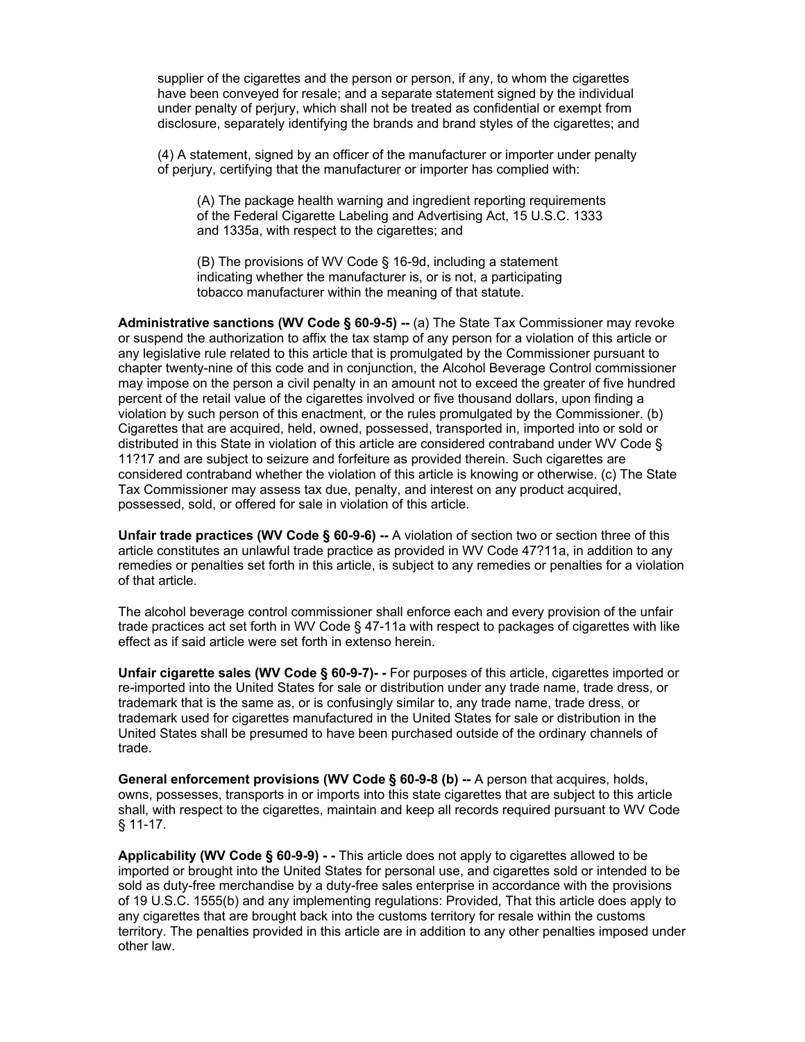supplier of the cigarettes and the person or person, if any, to whom the cigarettes have been conveyed for resale; and a separate statement signed by the individual under penalty of perjury, which shall not be treated as confidential or exempt from disclosure, separately identifying the brands and brand styles of the cigarettes; and

(4) A statement, signed by an officer of the manufacturer or importer under penalty of perjury, certifying that the manufacturer or importer has complied with:

(A) The package health warning and ingredient reporting requirements of the Federal Cigarette Labeling and Advertising Act, 15 U.S.C. 1333 and 1335a, with respect to the cigarettes; and

(B) The provisions of WV Code § 16-9d, including a statement indicating whether the manufacturer is, or is not, a participating tobacco manufacturer within the meaning of that statute.

**Administrative sanctions (WV Code § 60-9-5) --** (a) The State Tax Commissioner may revoke or suspend the authorization to affix the tax stamp of any person for a violation of this article or any legislative rule related to this article that is promulgated by the Commissioner pursuant to chapter twenty-nine of this code and in conjunction, the Alcohol Beverage Control commissioner may impose on the person a civil penalty in an amount not to exceed the greater of five hundred percent of the retail value of the cigarettes involved or five thousand dollars, upon finding a violation by such person of this enactment, or the rules promulgated by the Commissioner. (b) Cigarettes that are acquired, held, owned, possessed, transported in, imported into or sold or distributed in this State in violation of this article are considered contraband under WV Code § 11?17 and are subject to seizure and forfeiture as provided therein. Such cigarettes are considered contraband whether the violation of this article is knowing or otherwise. (c) The State Tax Commissioner may assess tax due, penalty, and interest on any product acquired, possessed, sold, or offered for sale in violation of this article.

**Unfair trade practices (WV Code § 60-9-6) --** A violation of section two or section three of this article constitutes an unlawful trade practice as provided in WV Code 47?11a, in addition to any remedies or penalties set forth in this article, is subject to any remedies or penalties for a violation of that article.

The alcohol beverage control commissioner shall enforce each and every provision of the unfair trade practices act set forth in WV Code § 47-11a with respect to packages of cigarettes with like effect as if said article were set forth in extenso herein.

**Unfair cigarette sales (WV Code § 60-9-7)- -** For purposes of this article, cigarettes imported or re-imported into the United States for sale or distribution under any trade name, trade dress, or trademark that is the same as, or is confusingly similar to, any trade name, trade dress, or trademark used for cigarettes manufactured in the United States for sale or distribution in the United States shall be presumed to have been purchased outside of the ordinary channels of trade.

**General enforcement provisions (WV Code § 60-9-8 (b) --** A person that acquires, holds, owns, possesses, transports in or imports into this state cigarettes that are subject to this article shall, with respect to the cigarettes, maintain and keep all records required pursuant to WV Code § 11-17.

**Applicability (WV Code § 60-9-9) - -** This article does not apply to cigarettes allowed to be imported or brought into the United States for personal use, and cigarettes sold or intended to be sold as duty-free merchandise by a duty-free sales enterprise in accordance with the provisions of 19 U.S.C. 1555(b) and any implementing regulations: Provided, That this article does apply to any cigarettes that are brought back into the customs territory for resale within the customs territory. The penalties provided in this article are in addition to any other penalties imposed under other law.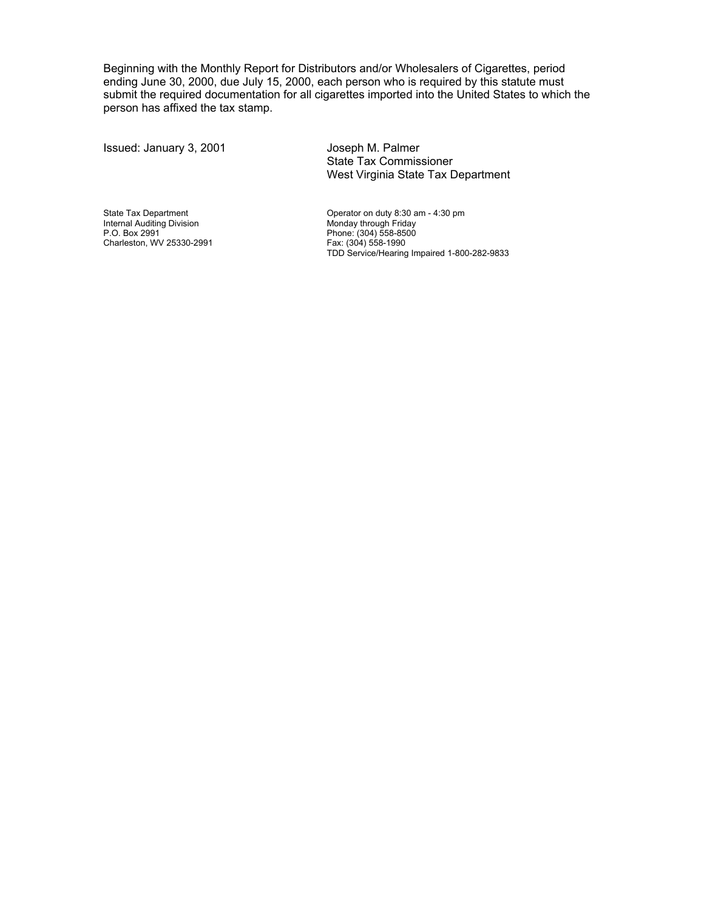Beginning with the Monthly Report for Distributors and/or Wholesalers of Cigarettes, period ending June 30, 2000, due July 15, 2000, each person who is required by this statute must submit the required documentation for all cigarettes imported into the United States to which the person has affixed the tax stamp.

Issued: January 3, 2001

Joseph M. Palmer  
State Tax Commissioner  
West Virginia State Tax Department

State Tax Department  
Internal Auditing Division  
P.O. Box 2991  
Charleston, WV 25330-2991

Operator on duty 8:30 am - 4:30 pm  
Monday through Friday  
Phone: (304) 558-8500  
Fax: (304) 558-1990  
TDD Service/Hearing Impaired 1-800-282-9833